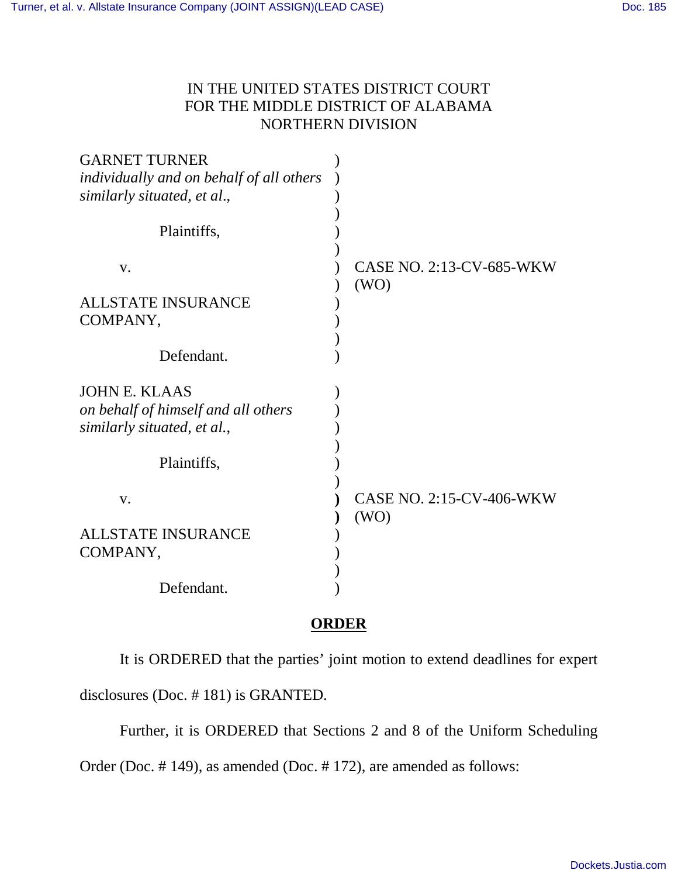IN THE UNITED STATES DISTRICT COURT
FOR THE MIDDLE DISTRICT OF ALABAMA
NORTHERN DIVISION

GARNET TURNER
*individually and on behalf of all others similarly situated, et al.*,

Plaintiffs,

v.

ALLSTATE INSURANCE COMPANY,

Defendant.

CASE NO. 2:13-CV-685-WKW (WO)

JOHN E. KLAAS
*on behalf of himself and all others similarly situated, et al.*,

Plaintiffs,

v.

ALLSTATE INSURANCE COMPANY,

Defendant.

CASE NO. 2:15-CV-406-WKW (WO)

**ORDER**

It is ORDERED that the parties' joint motion to extend deadlines for expert disclosures (Doc. # 181) is GRANTED.

Further, it is ORDERED that Sections 2 and 8 of the Uniform Scheduling Order (Doc. # 149), as amended (Doc. # 172), are amended as follows: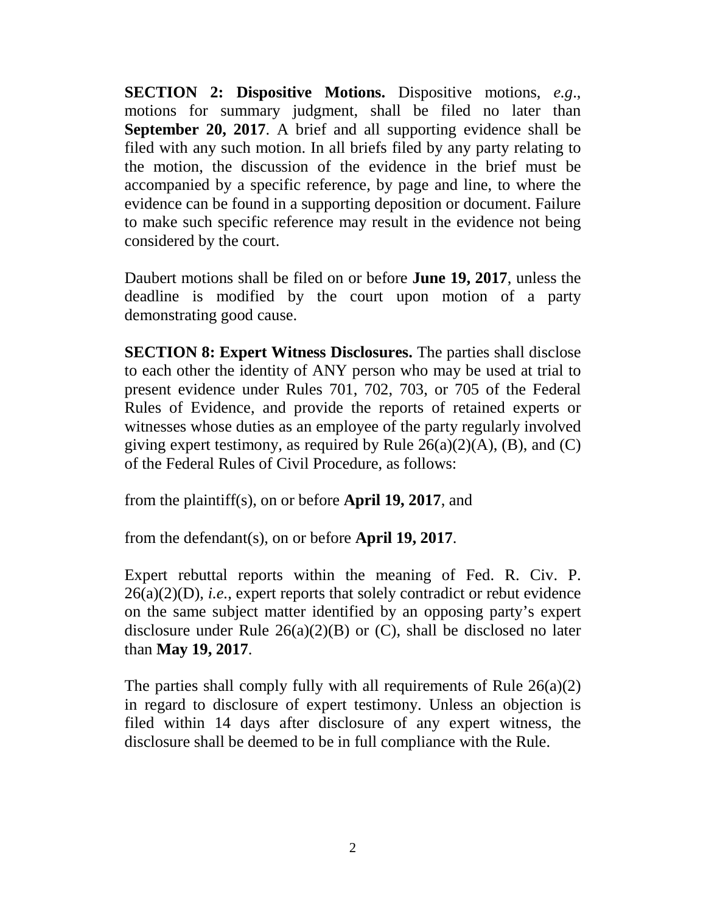**SECTION 2: Dispositive Motions.** Dispositive motions, *e.g*., motions for summary judgment, shall be filed no later than **September 20, 2017**. A brief and all supporting evidence shall be filed with any such motion. In all briefs filed by any party relating to the motion, the discussion of the evidence in the brief must be accompanied by a specific reference, by page and line, to where the evidence can be found in a supporting deposition or document. Failure to make such specific reference may result in the evidence not being considered by the court.

Daubert motions shall be filed on or before **June 19, 2017**, unless the deadline is modified by the court upon motion of a party demonstrating good cause.

**SECTION 8: Expert Witness Disclosures.** The parties shall disclose to each other the identity of ANY person who may be used at trial to present evidence under Rules 701, 702, 703, or 705 of the Federal Rules of Evidence, and provide the reports of retained experts or witnesses whose duties as an employee of the party regularly involved giving expert testimony, as required by Rule 26(a)(2)(A), (B), and (C) of the Federal Rules of Civil Procedure, as follows:

from the plaintiff(s), on or before **April 19, 2017**, and

from the defendant(s), on or before **April 19, 2017**.

Expert rebuttal reports within the meaning of Fed. R. Civ. P. 26(a)(2)(D), *i.e.*, expert reports that solely contradict or rebut evidence on the same subject matter identified by an opposing party's expert disclosure under Rule 26(a)(2)(B) or (C), shall be disclosed no later than **May 19, 2017**.

The parties shall comply fully with all requirements of Rule 26(a)(2) in regard to disclosure of expert testimony. Unless an objection is filed within 14 days after disclosure of any expert witness, the disclosure shall be deemed to be in full compliance with the Rule.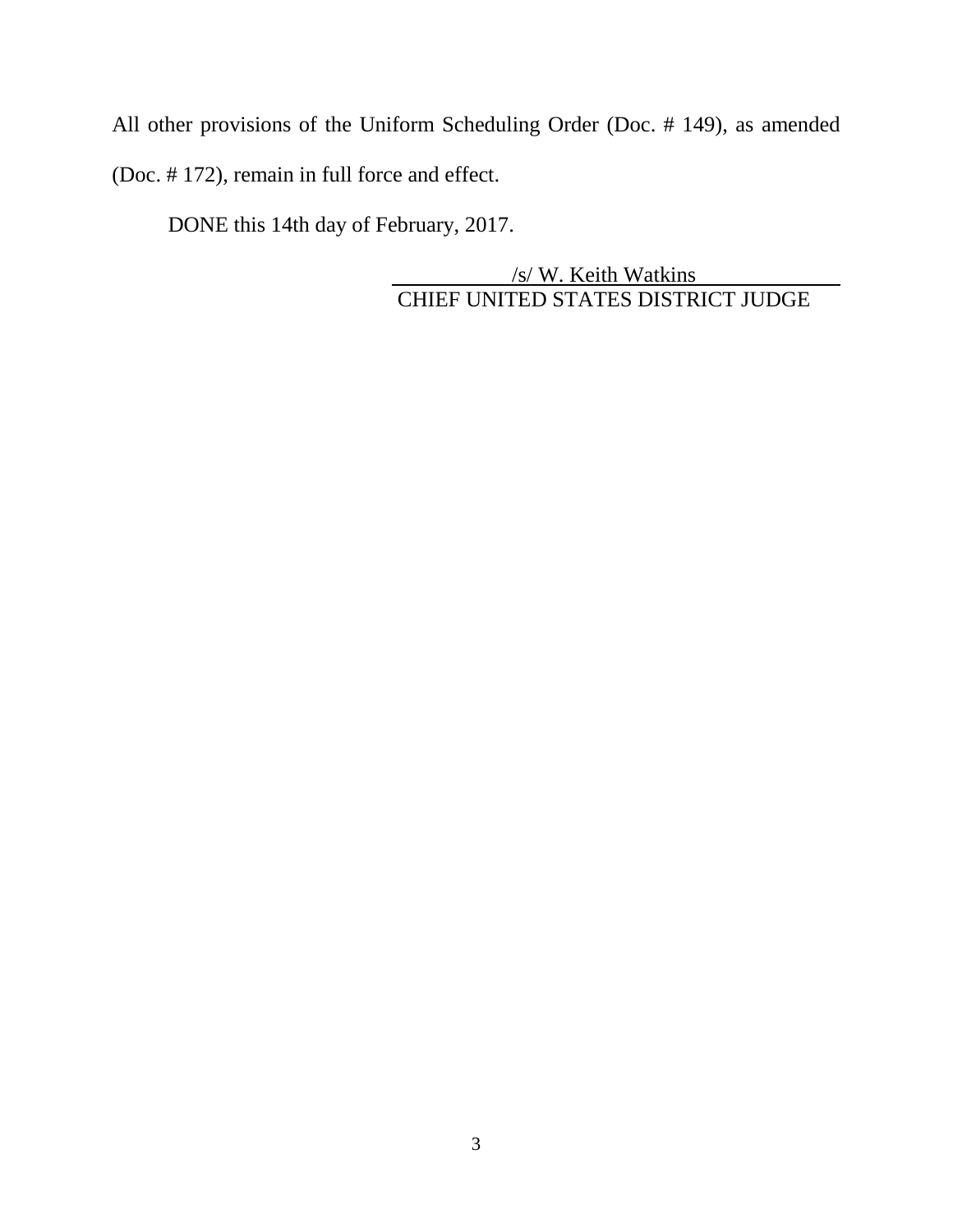All other provisions of the Uniform Scheduling Order (Doc. # 149), as amended (Doc. # 172), remain in full force and effect.

DONE this 14th day of February, 2017.

/s/ W. Keith Watkins
CHIEF UNITED STATES DISTRICT JUDGE